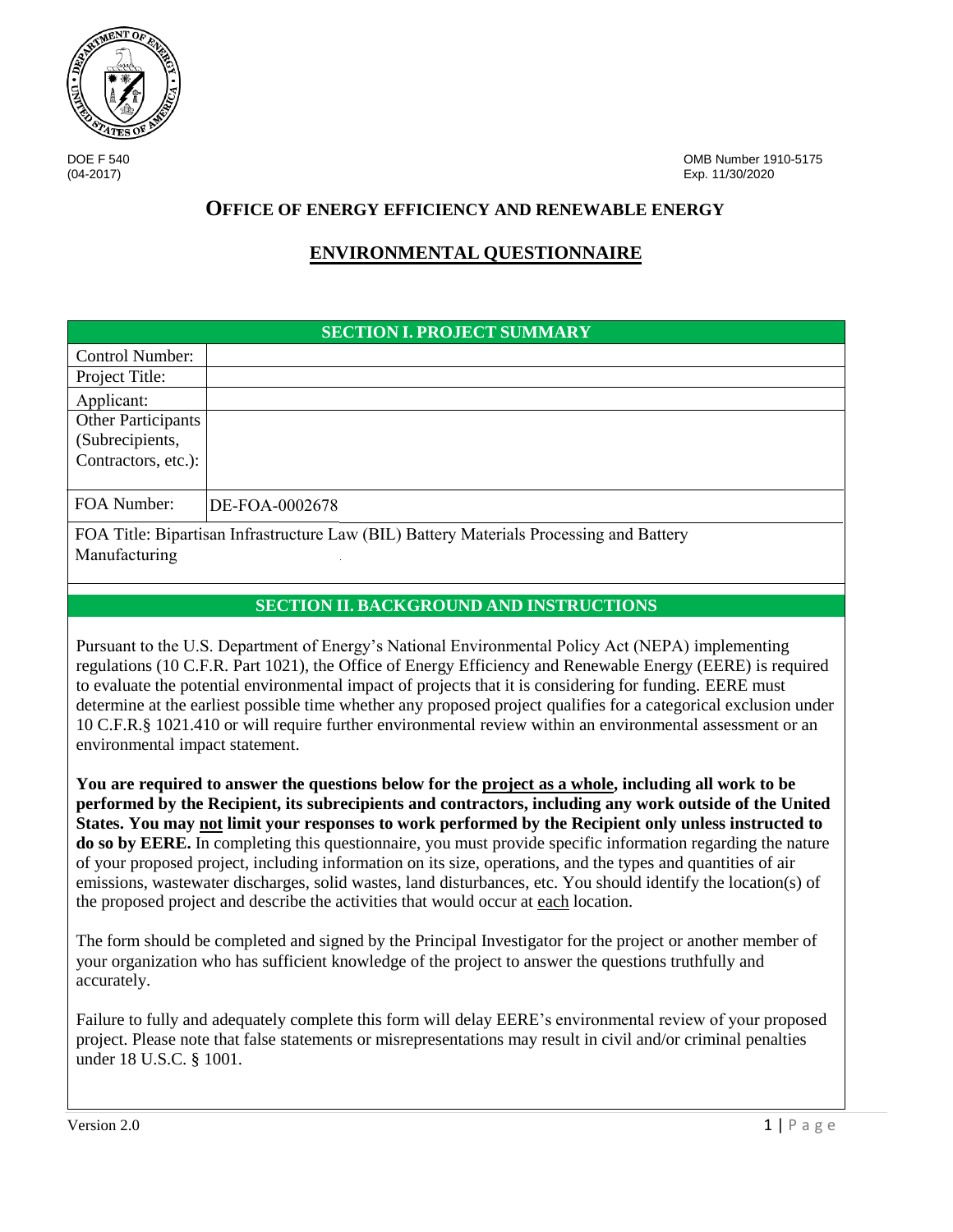DOE F 540
(04-2017)

OMB Number 1910-5175
Exp. 11/30/2020

# OFFICE OF ENERGY EFFICIENCY AND RENEWABLE ENERGY

## ENVIRONMENTAL QUESTIONNAIRE

| SECTION I. PROJECT SUMMARY | |
|---|---|
| Control Number: | |
| Project Title: | |
| Applicant: | |
| Other Participants (Subrecipients, Contractors, etc.): | |
| FOA Number: | DE-FOA-0002678 |
| FOA Title: Bipartisan Infrastructure Law (BIL) Battery Materials Processing and Battery Manufacturing | |

### SECTION II. BACKGROUND AND INSTRUCTIONS

Pursuant to the U.S. Department of Energy's National Environmental Policy Act (NEPA) implementing regulations (10 C.F.R. Part 1021), the Office of Energy Efficiency and Renewable Energy (EERE) is required to evaluate the potential environmental impact of projects that it is considering for funding. EERE must determine at the earliest possible time whether any proposed project qualifies for a categorical exclusion under 10 C.F.R.§ 1021.410 or will require further environmental review within an environmental assessment or an environmental impact statement.

**You are required to answer the questions below for the project as a whole, including all work to be performed by the Recipient, its subrecipients and contractors, including any work outside of the United States. You may not limit your responses to work performed by the Recipient only unless instructed to do so by EERE.** In completing this questionnaire, you must provide specific information regarding the nature of your proposed project, including information on its size, operations, and the types and quantities of air emissions, wastewater discharges, solid wastes, land disturbances, etc. You should identify the location(s) of the proposed project and describe the activities that would occur at each location.

The form should be completed and signed by the Principal Investigator for the project or another member of your organization who has sufficient knowledge of the project to answer the questions truthfully and accurately.

Failure to fully and adequately complete this form will delay EERE's environmental review of your proposed project. Please note that false statements or misrepresentations may result in civil and/or criminal penalties under 18 U.S.C. § 1001.

Version 2.0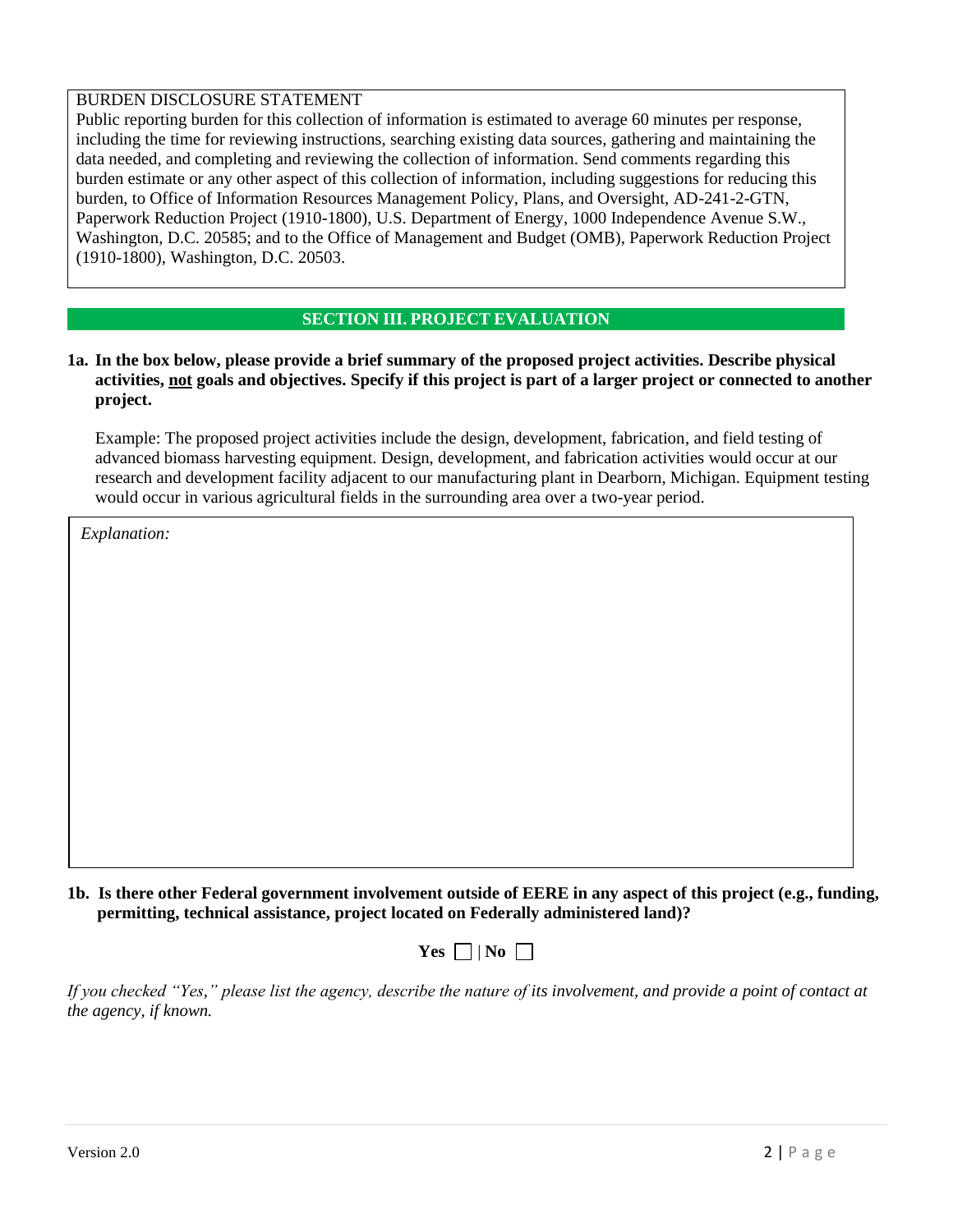BURDEN DISCLOSURE STATEMENT

Public reporting burden for this collection of information is estimated to average 60 minutes per response, including the time for reviewing instructions, searching existing data sources, gathering and maintaining the data needed, and completing and reviewing the collection of information. Send comments regarding this burden estimate or any other aspect of this collection of information, including suggestions for reducing this burden, to Office of Information Resources Management Policy, Plans, and Oversight, AD-241-2-GTN, Paperwork Reduction Project (1910-1800), U.S. Department of Energy, 1000 Independence Avenue S.W., Washington, D.C. 20585; and to the Office of Management and Budget (OMB), Paperwork Reduction Project (1910-1800), Washington, D.C. 20503.

## SECTION III. PROJECT EVALUATION

**1a. In the box below, please provide a brief summary of the proposed project activities. Describe physical activities, not goals and objectives. Specify if this project is part of a larger project or connected to another project.**

Example: The proposed project activities include the design, development, fabrication, and field testing of advanced biomass harvesting equipment. Design, development, and fabrication activities would occur at our research and development facility adjacent to our manufacturing plant in Dearborn, Michigan. Equipment testing would occur in various agricultural fields in the surrounding area over a two-year period.

*Explanation:*

**1b. Is there other Federal government involvement outside of EERE in any aspect of this project (e.g., funding, permitting, technical assistance, project located on Federally administered land)?**

**Yes** ☐ | **No** ☐

*If you checked "Yes," please list the agency, describe the nature of its involvement, and provide a point of contact at the agency, if known.*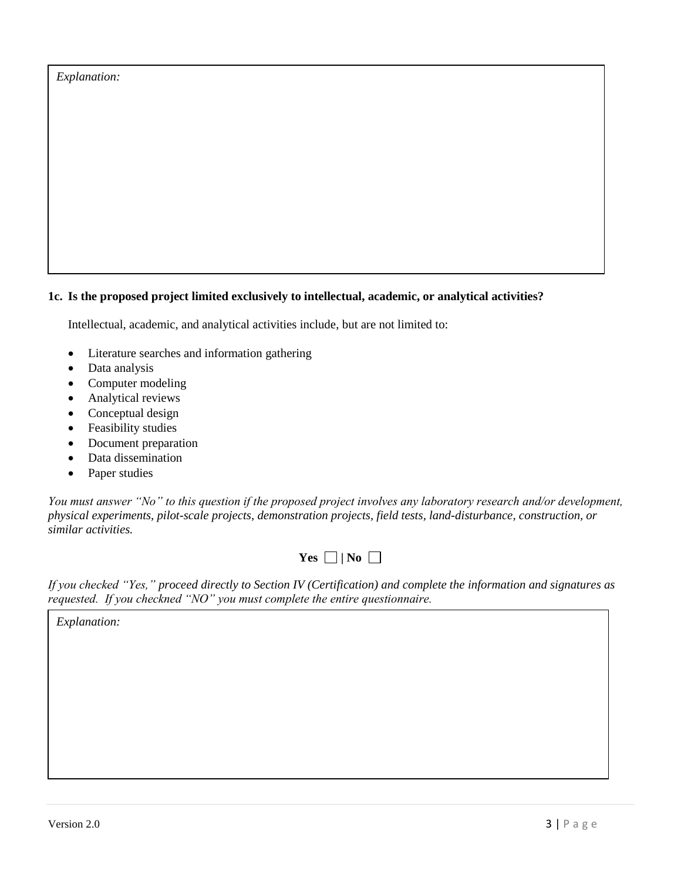*Explanation:*

**1c. Is the proposed project limited exclusively to intellectual, academic, or analytical activities?**

Intellectual, academic, and analytical activities include, but are not limited to:

- Literature searches and information gathering
- Data analysis
- Computer modeling
- Analytical reviews
- Conceptual design
- Feasibility studies
- Document preparation
- Data dissemination
- Paper studies

*You must answer "No" to this question if the proposed project involves any laboratory research and/or development, physical experiments, pilot-scale projects, demonstration projects, field tests, land-disturbance, construction, or similar activities.*

**Yes** ☐ **| No** ☐

*If you checked "Yes," proceed directly to Section IV (Certification) and complete the information and signatures as requested. If you checkned "NO" you must complete the entire questionnaire.*

*Explanation:*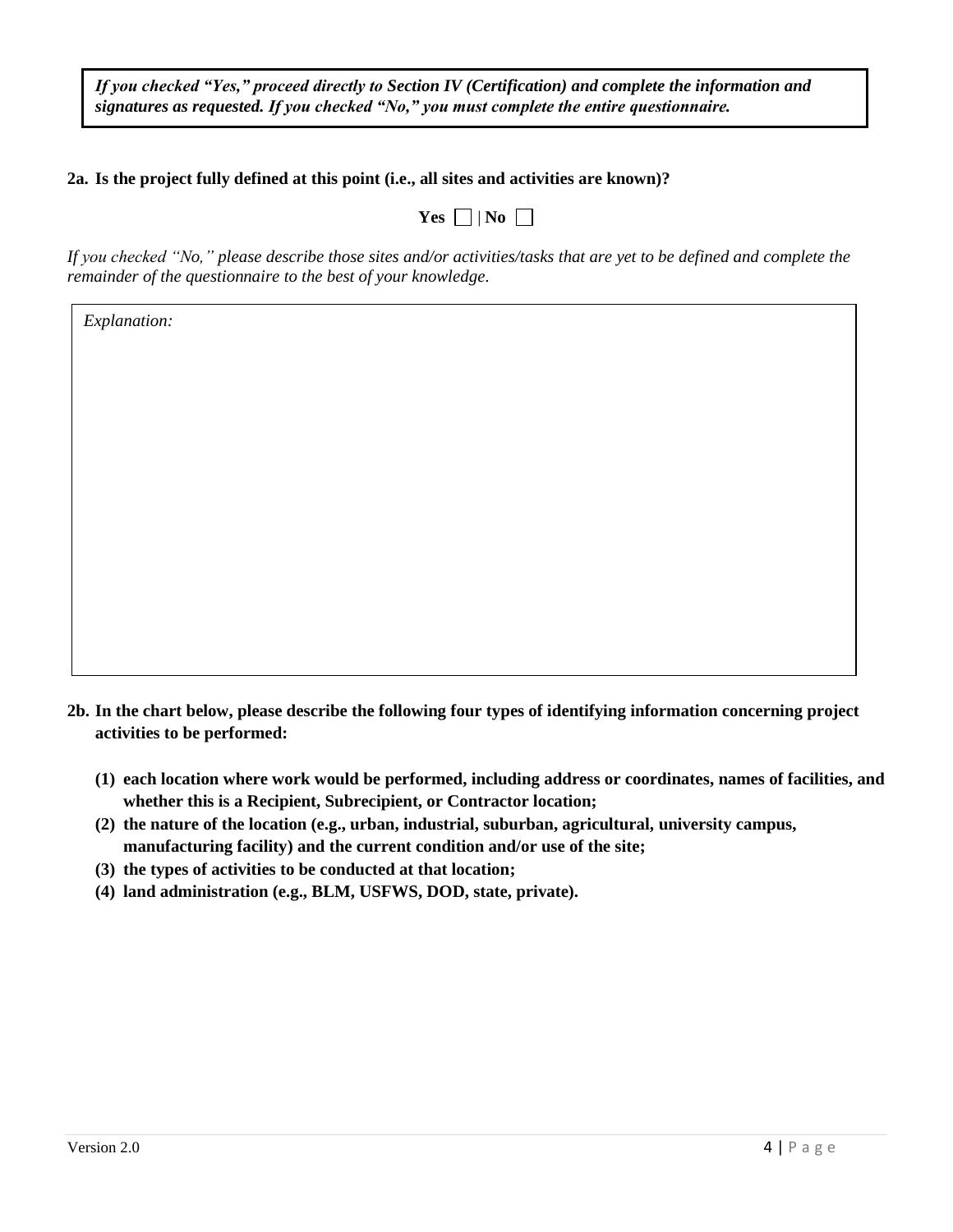***If you checked "Yes," proceed directly to Section IV (Certification) and complete the information and signatures as requested. If you checked "No," you must complete the entire questionnaire.***

**2a. Is the project fully defined at this point (i.e., all sites and activities are known)?**

**Yes** ☐ | **No** ☐

*If you checked "No," please describe those sites and/or activities/tasks that are yet to be defined and complete the remainder of the questionnaire to the best of your knowledge.*

| *Explanation:* |
| --- |
| |

**2b. In the chart below, please describe the following four types of identifying information concerning project activities to be performed:**

**(1) each location where work would be performed, including address or coordinates, names of facilities, and whether this is a Recipient, Subrecipient, or Contractor location;**
**(2) the nature of the location (e.g., urban, industrial, suburban, agricultural, university campus, manufacturing facility) and the current condition and/or use of the site;**
**(3) the types of activities to be conducted at that location;**
**(4) land administration (e.g., BLM, USFWS, DOD, state, private).**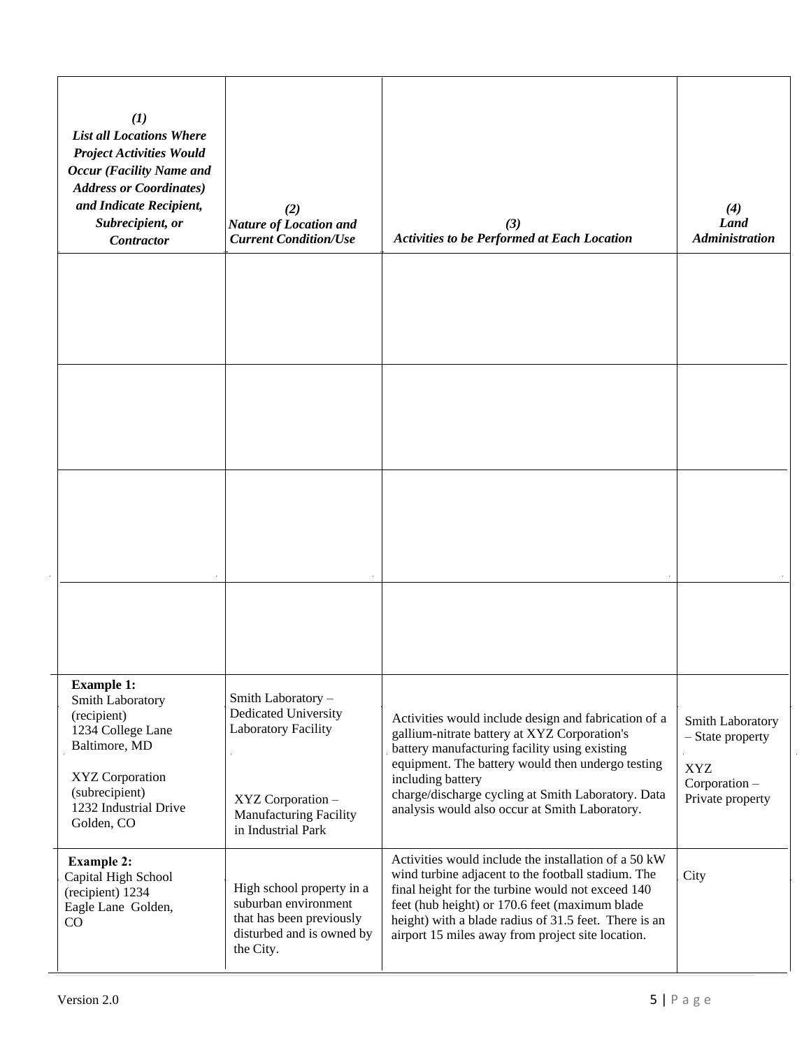| *(1) List all Locations Where Project Activities Would Occur (Facility Name and Address or Coordinates) and Indicate Recipient, Subrecipient, or Contractor* | *(2) Nature of Location and Current Condition/Use* | *(3) Activities to be Performed at Each Location* | *(4) Land Administration* |
|---|---|---|---|
| | | | |
| | | | |
| | | | |
| | | | |
| **Example 1:** Smith Laboratory (recipient) 1234 College Lane Baltimore, MD<br><br>XYZ Corporation (subrecipient) 1232 Industrial Drive Golden, CO | Smith Laboratory – Dedicated University Laboratory Facility<br><br>XYZ Corporation – Manufacturing Facility in Industrial Park | Activities would include design and fabrication of a gallium-nitrate battery at XYZ Corporation's battery manufacturing facility using existing equipment. The battery would then undergo testing including battery charge/discharge cycling at Smith Laboratory. Data analysis would also occur at Smith Laboratory. | Smith Laboratory – State property<br><br>XYZ Corporation – Private property |
| **Example 2:** Capital High School (recipient) 1234 Eagle Lane Golden, CO | High school property in a suburban environment that has been previously disturbed and is owned by the City. | Activities would include the installation of a 50 kW wind turbine adjacent to the football stadium. The final height for the turbine would not exceed 140 feet (hub height) or 170.6 feet (maximum blade height) with a blade radius of 31.5 feet. There is an airport 15 miles away from project site location. | City |

Version 2.0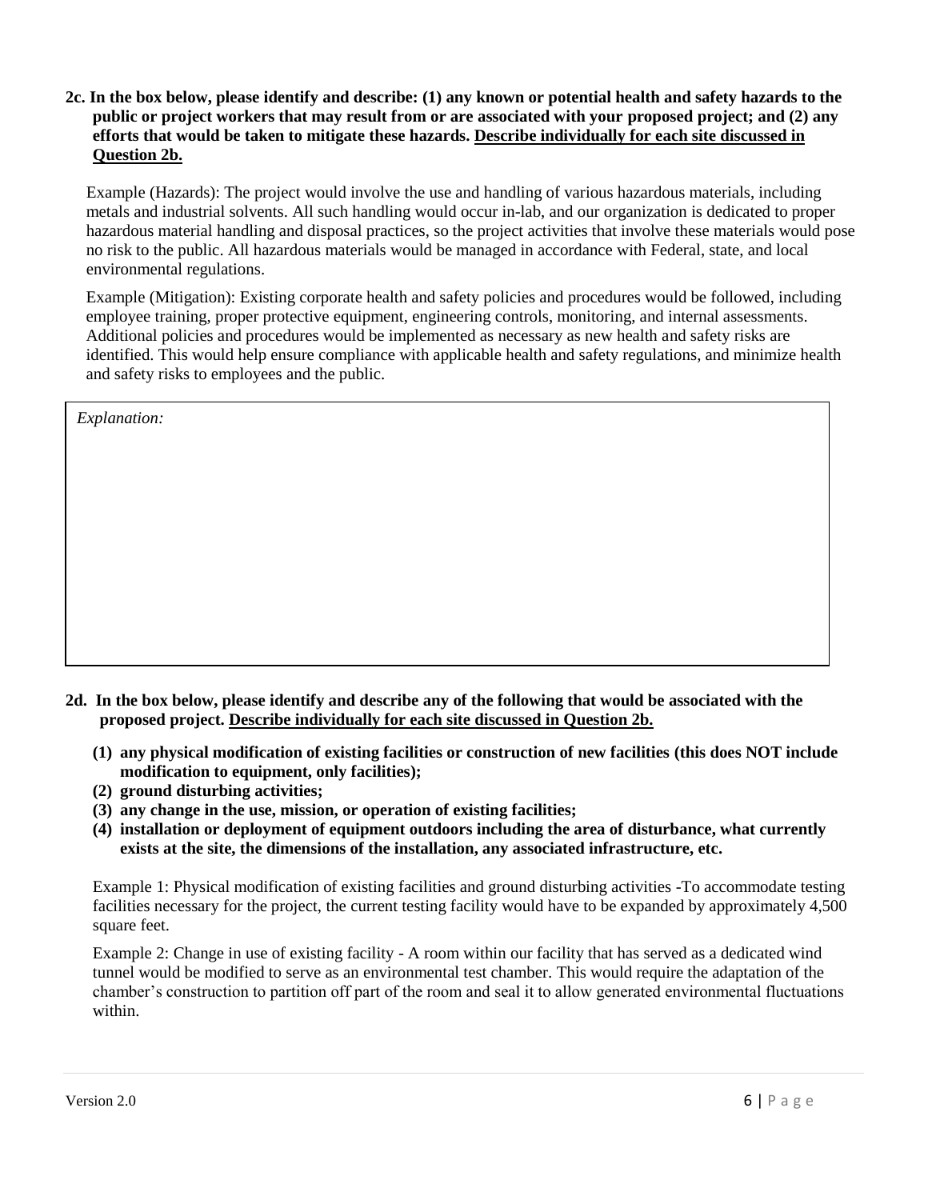**2c. In the box below, please identify and describe: (1) any known or potential health and safety hazards to the public or project workers that may result from or are associated with your proposed project; and (2) any efforts that would be taken to mitigate these hazards. <u>Describe individually for each site discussed in Question 2b.</u>**

Example (Hazards): The project would involve the use and handling of various hazardous materials, including metals and industrial solvents. All such handling would occur in-lab, and our organization is dedicated to proper hazardous material handling and disposal practices, so the project activities that involve these materials would pose no risk to the public. All hazardous materials would be managed in accordance with Federal, state, and local environmental regulations.

Example (Mitigation): Existing corporate health and safety policies and procedures would be followed, including employee training, proper protective equipment, engineering controls, monitoring, and internal assessments. Additional policies and procedures would be implemented as necessary as new health and safety risks are identified. This would help ensure compliance with applicable health and safety regulations, and minimize health and safety risks to employees and the public.

| *Explanation:* |
| --- |
| |

**2d. In the box below, please identify and describe any of the following that would be associated with the proposed project. <u>Describe individually for each site discussed in Question 2b.</u>**

1. **any physical modification of existing facilities or construction of new facilities (this does NOT include modification to equipment, only facilities);**
2. **ground disturbing activities;**
3. **any change in the use, mission, or operation of existing facilities;**
4. **installation or deployment of equipment outdoors including the area of disturbance, what currently exists at the site, the dimensions of the installation, any associated infrastructure, etc.**

Example 1: Physical modification of existing facilities and ground disturbing activities -To accommodate testing facilities necessary for the project, the current testing facility would have to be expanded by approximately 4,500 square feet.

Example 2: Change in use of existing facility - A room within our facility that has served as a dedicated wind tunnel would be modified to serve as an environmental test chamber. This would require the adaptation of the chamber's construction to partition off part of the room and seal it to allow generated environmental fluctuations within.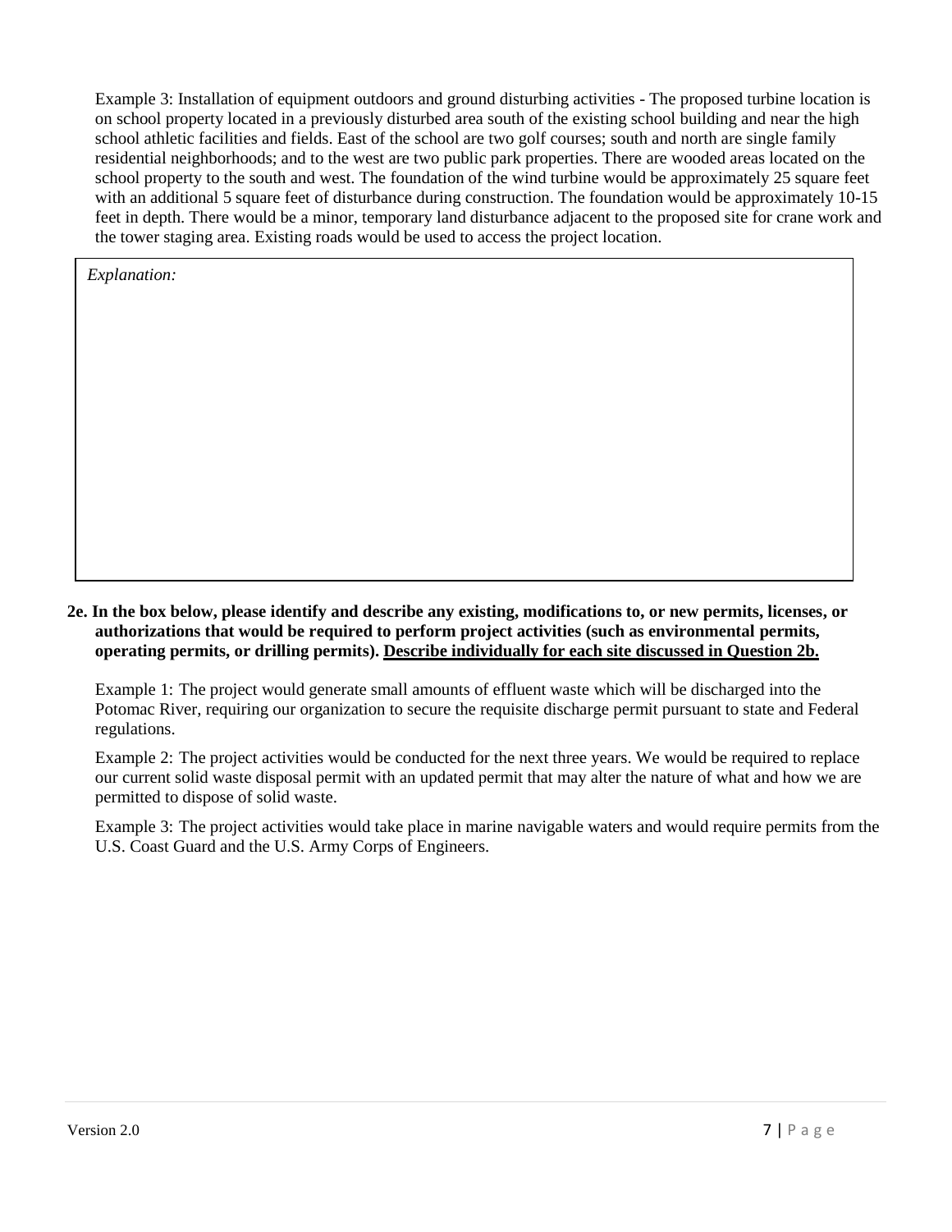Example 3: Installation of equipment outdoors and ground disturbing activities - The proposed turbine location is on school property located in a previously disturbed area south of the existing school building and near the high school athletic facilities and fields. East of the school are two golf courses; south and north are single family residential neighborhoods; and to the west are two public park properties. There are wooded areas located on the school property to the south and west. The foundation of the wind turbine would be approximately 25 square feet with an additional 5 square feet of disturbance during construction. The foundation would be approximately 10-15 feet in depth. There would be a minor, temporary land disturbance adjacent to the proposed site for crane work and the tower staging area. Existing roads would be used to access the project location.

| *Explanation:* |
| --- |
| |

**2e. In the box below, please identify and describe any existing, modifications to, or new permits, licenses, or authorizations that would be required to perform project activities (such as environmental permits, operating permits, or drilling permits). <u>Describe individually for each site discussed in Question 2b.</u>**

Example 1: The project would generate small amounts of effluent waste which will be discharged into the Potomac River, requiring our organization to secure the requisite discharge permit pursuant to state and Federal regulations.

Example 2: The project activities would be conducted for the next three years. We would be required to replace our current solid waste disposal permit with an updated permit that may alter the nature of what and how we are permitted to dispose of solid waste.

Example 3: The project activities would take place in marine navigable waters and would require permits from the U.S. Coast Guard and the U.S. Army Corps of Engineers.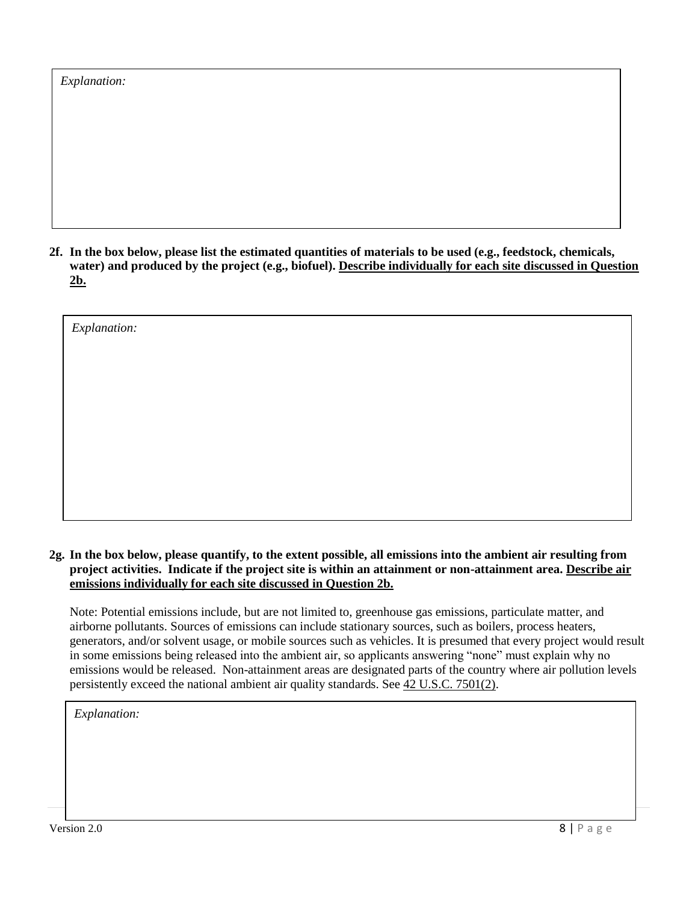*Explanation:*

**2f. In the box below, please list the estimated quantities of materials to be used (e.g., feedstock, chemicals, water) and produced by the project (e.g., biofuel). <u>Describe individually for each site discussed in Question 2b.</u>**

*Explanation:*

**2g. In the box below, please quantify, to the extent possible, all emissions into the ambient air resulting from project activities. Indicate if the project site is within an attainment or non-attainment area. <u>Describe air emissions individually for each site discussed in Question 2b.</u>**

Note: Potential emissions include, but are not limited to, greenhouse gas emissions, particulate matter, and airborne pollutants. Sources of emissions can include stationary sources, such as boilers, process heaters, generators, and/or solvent usage, or mobile sources such as vehicles. It is presumed that every project would result in some emissions being released into the ambient air, so applicants answering "none" must explain why no emissions would be released. Non-attainment areas are designated parts of the country where air pollution levels persistently exceed the national ambient air quality standards. See <u>42 U.S.C. 7501(2)</u>.

*Explanation:*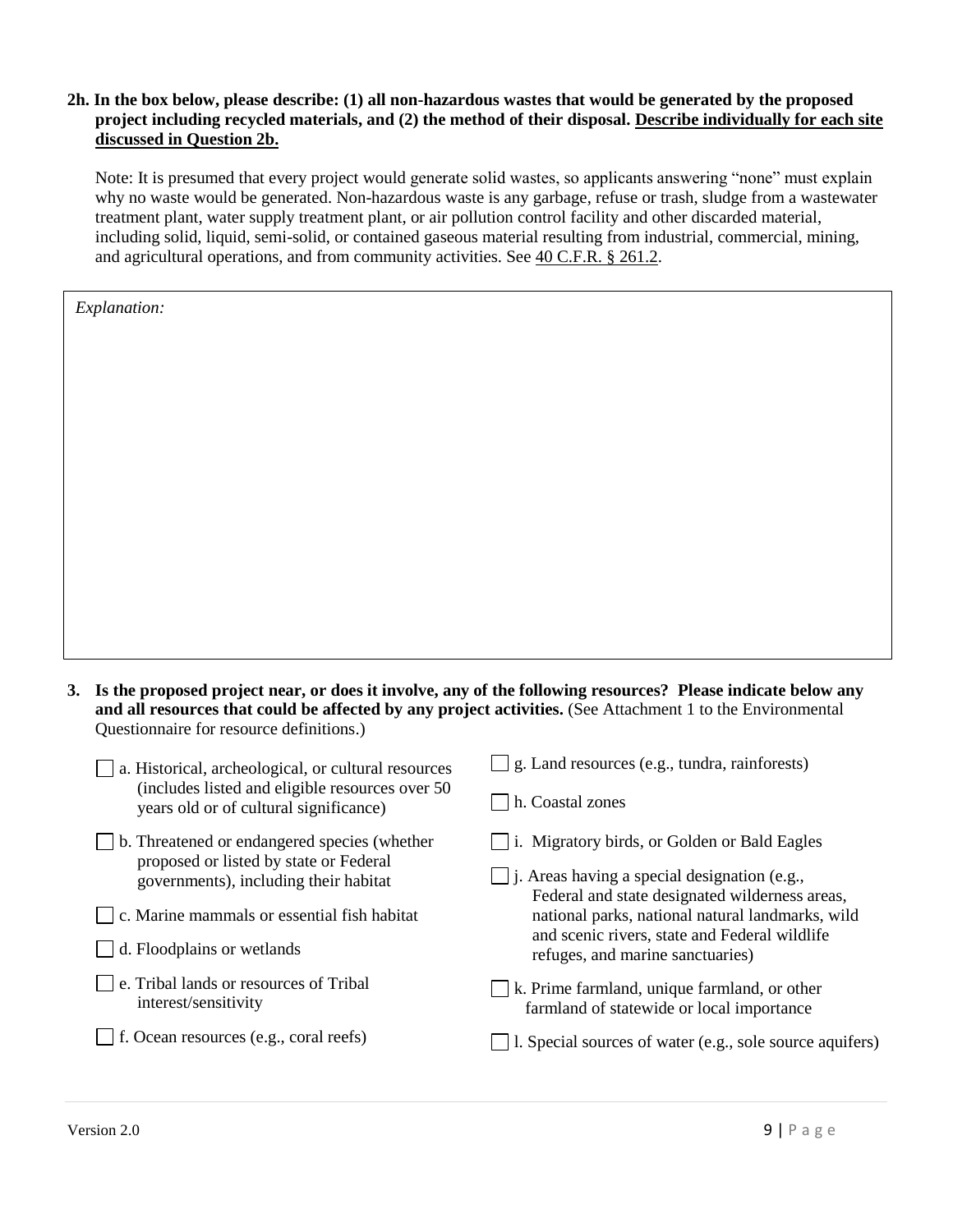**2h. In the box below, please describe: (1) all non-hazardous wastes that would be generated by the proposed project including recycled materials, and (2) the method of their disposal. <u>Describe individually for each site discussed in Question 2b.</u>**

Note: It is presumed that every project would generate solid wastes, so applicants answering "none" must explain why no waste would be generated. Non-hazardous waste is any garbage, refuse or trash, sludge from a wastewater treatment plant, water supply treatment plant, or air pollution control facility and other discarded material, including solid, liquid, semi-solid, or contained gaseous material resulting from industrial, commercial, mining, and agricultural operations, and from community activities. See 40 C.F.R. § 261.2.

*Explanation:*

**3. Is the proposed project near, or does it involve, any of the following resources? Please indicate below any and all resources that could be affected by any project activities.** (See Attachment 1 to the Environmental Questionnaire for resource definitions.)

- ☐ a. Historical, archeological, or cultural resources (includes listed and eligible resources over 50 years old or of cultural significance)
- ☐ b. Threatened or endangered species (whether proposed or listed by state or Federal governments), including their habitat
- ☐ c. Marine mammals or essential fish habitat
- ☐ d. Floodplains or wetlands
- ☐ e. Tribal lands or resources of Tribal interest/sensitivity
- ☐ f. Ocean resources (e.g., coral reefs)
- ☐ g. Land resources (e.g., tundra, rainforests)
- ☐ h. Coastal zones
- ☐ i. Migratory birds, or Golden or Bald Eagles
- ☐ j. Areas having a special designation (e.g., Federal and state designated wilderness areas, national parks, national natural landmarks, wild and scenic rivers, state and Federal wildlife refuges, and marine sanctuaries)
- ☐ k. Prime farmland, unique farmland, or other farmland of statewide or local importance
- ☐ l. Special sources of water (e.g., sole source aquifers)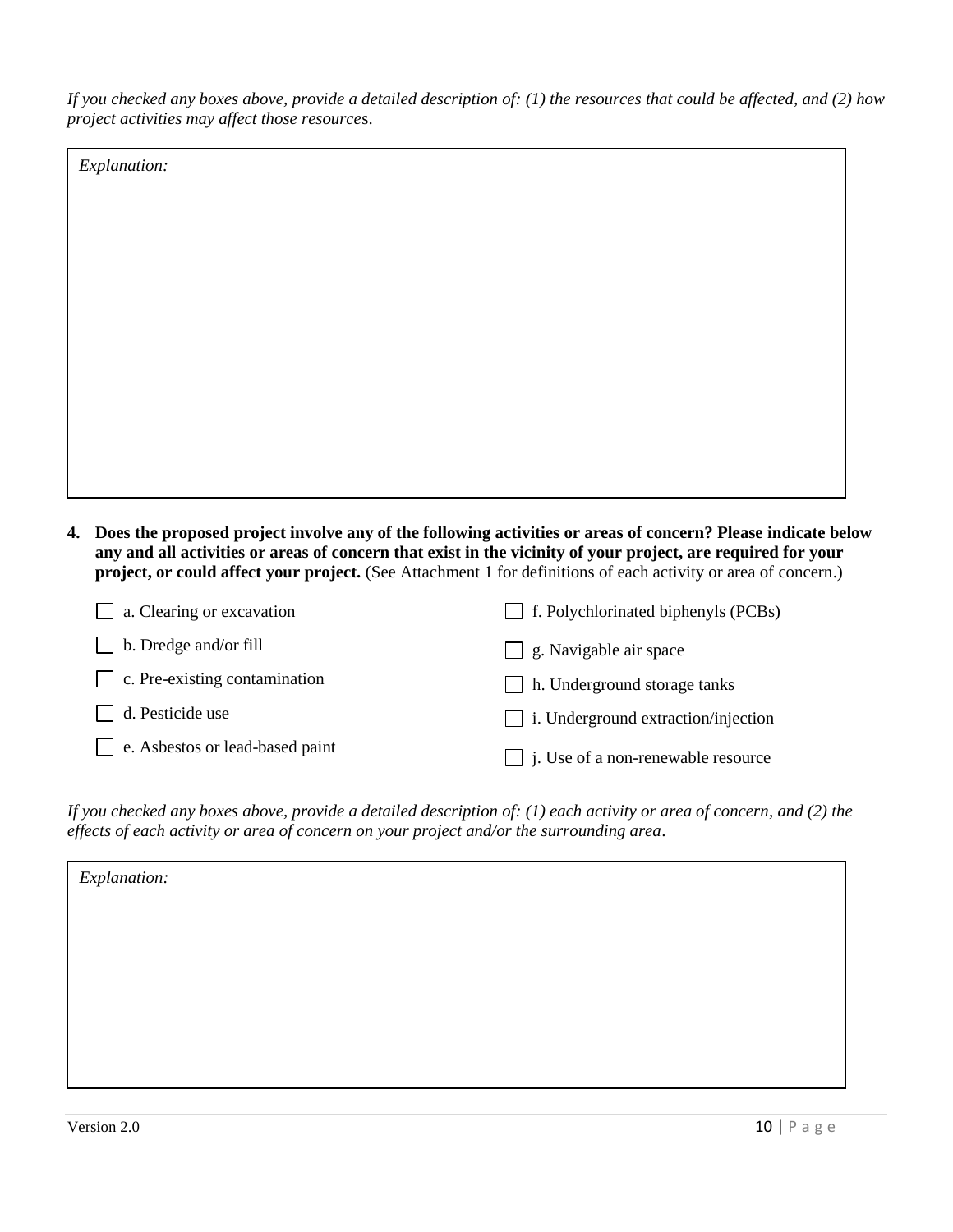*If you checked any boxes above, provide a detailed description of: (1) the resources that could be affected, and (2) how project activities may affect those resources.*

| *Explanation:* |
|---|
| |

**4. Does the proposed project involve any of the following activities or areas of concern? Please indicate below any and all activities or areas of concern that exist in the vicinity of your project, are required for your project, or could affect your project.** (See Attachment 1 for definitions of each activity or area of concern.)

- ☐ a. Clearing or excavation
- ☐ b. Dredge and/or fill
- ☐ c. Pre-existing contamination
- ☐ d. Pesticide use
- ☐ e. Asbestos or lead-based paint
- ☐ f. Polychlorinated biphenyls (PCBs)
- ☐ g. Navigable air space
- ☐ h. Underground storage tanks
- ☐ i. Underground extraction/injection
- ☐ j. Use of a non-renewable resource

*If you checked any boxes above, provide a detailed description of: (1) each activity or area of concern, and (2) the effects of each activity or area of concern on your project and/or the surrounding area.*

| *Explanation:* |
|---|
| |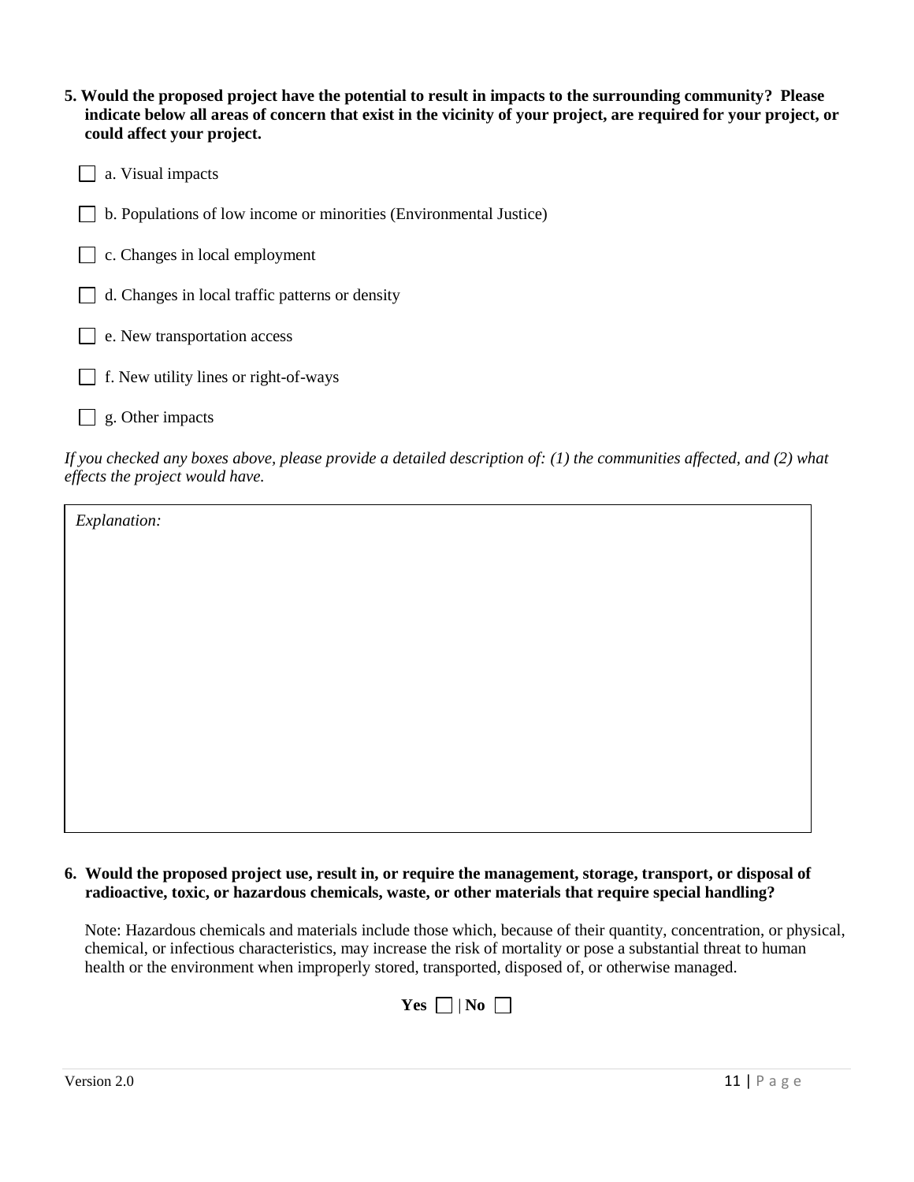**5. Would the proposed project have the potential to result in impacts to the surrounding community? Please indicate below all areas of concern that exist in the vicinity of your project, are required for your project, or could affect your project.**

- [ ] a. Visual impacts
- [ ] b. Populations of low income or minorities (Environmental Justice)
- [ ] c. Changes in local employment
- [ ] d. Changes in local traffic patterns or density
- [ ] e. New transportation access
- [ ] f. New utility lines or right-of-ways
- [ ] g. Other impacts

*If you checked any boxes above, please provide a detailed description of: (1) the communities affected, and (2) what effects the project would have.*

| *Explanation:* |
|---|
| |

**6. Would the proposed project use, result in, or require the management, storage, transport, or disposal of radioactive, toxic, or hazardous chemicals, waste, or other materials that require special handling?**

Note: Hazardous chemicals and materials include those which, because of their quantity, concentration, or physical, chemical, or infectious characteristics, may increase the risk of mortality or pose a substantial threat to human health or the environment when improperly stored, transported, disposed of, or otherwise managed.

**Yes** ☐ | **No** ☐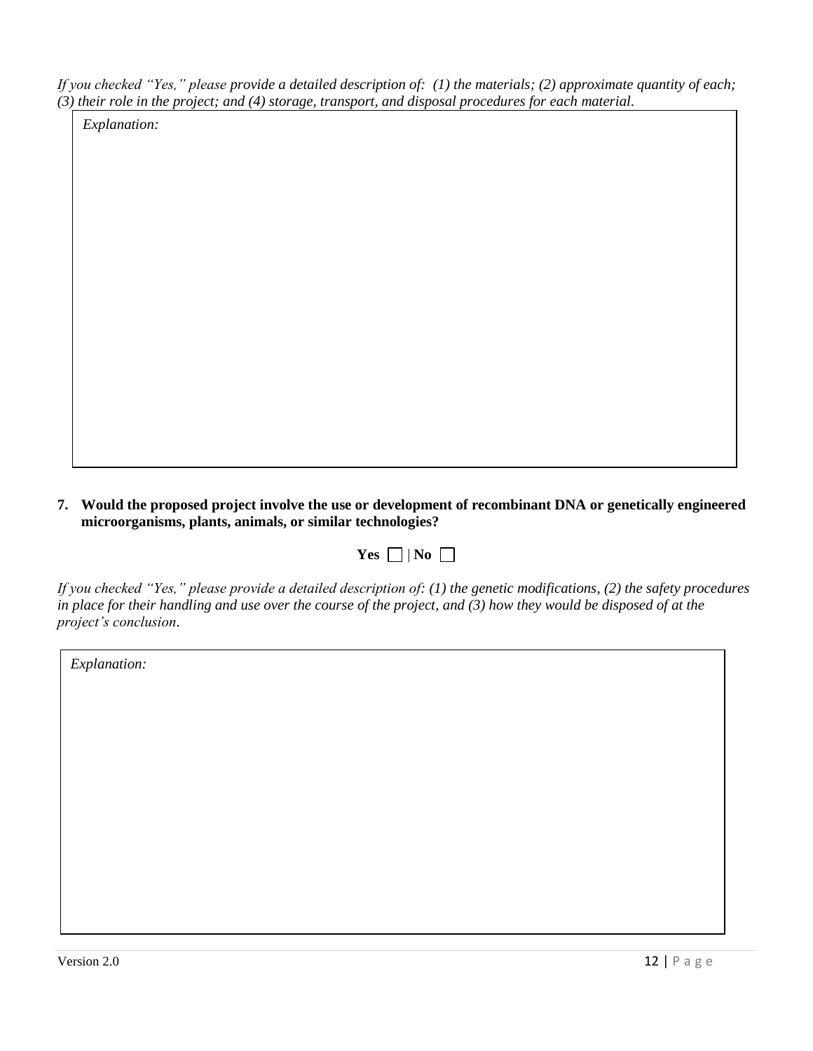*If you checked "Yes," please provide a detailed description of: (1) the materials; (2) approximate quantity of each; (3) their role in the project; and (4) storage, transport, and disposal procedures for each material.*

| *Explanation:* |
|---|
| |

**7. Would the proposed project involve the use or development of recombinant DNA or genetically engineered microorganisms, plants, animals, or similar technologies?**

**Yes** ☐ | **No** ☐

*If you checked "Yes," please provide a detailed description of: (1) the genetic modifications, (2) the safety procedures in place for their handling and use over the course of the project, and (3) how they would be disposed of at the project's conclusion.*

| *Explanation:* |
|---|
| |

Version 2.0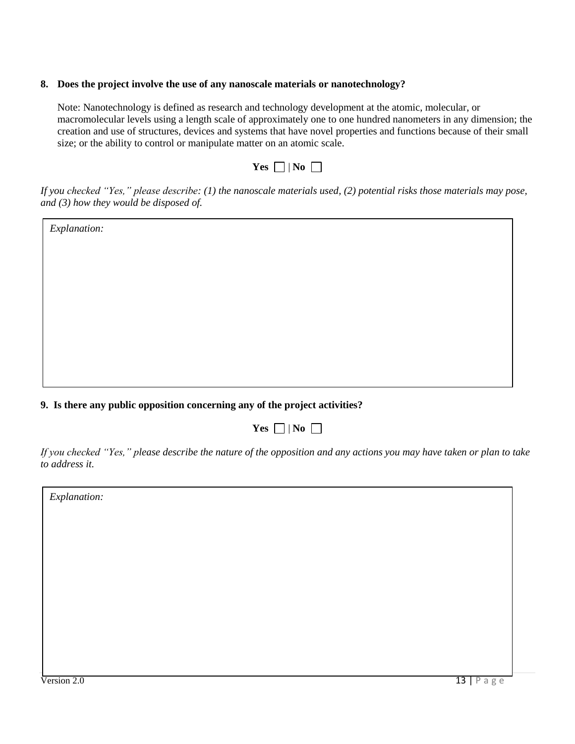**8. Does the project involve the use of any nanoscale materials or nanotechnology?**

Note: Nanotechnology is defined as research and technology development at the atomic, molecular, or macromolecular levels using a length scale of approximately one to one hundred nanometers in any dimension; the creation and use of structures, devices and systems that have novel properties and functions because of their small size; or the ability to control or manipulate matter on an atomic scale.

**Yes** ☐ | **No** ☐

*If you checked "Yes," please describe: (1) the nanoscale materials used, (2) potential risks those materials may pose, and (3) how they would be disposed of.*

| *Explanation:* |
|---|
| |

**9. Is there any public opposition concerning any of the project activities?**

**Yes** ☐ | **No** ☐

*If you checked "Yes," please describe the nature of the opposition and any actions you may have taken or plan to take to address it.*

| *Explanation:* |
|---|
| |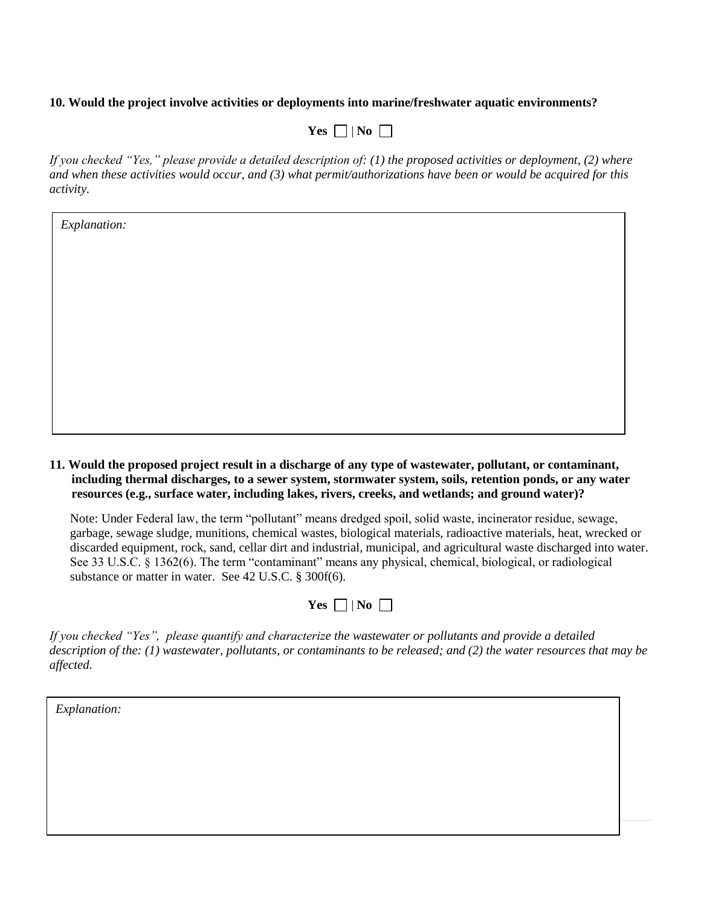**10. Would the project involve activities or deployments into marine/freshwater aquatic environments?**

**Yes** ☐ | **No** ☐

*If you checked "Yes," please provide a detailed description of: (1) the proposed activities or deployment, (2) where and when these activities would occur, and (3) what permit/authorizations have been or would be acquired for this activity.*

| *Explanation:* |
| --- |
| |

**11. Would the proposed project result in a discharge of any type of wastewater, pollutant, or contaminant, including thermal discharges, to a sewer system, stormwater system, soils, retention ponds, or any water resources (e.g., surface water, including lakes, rivers, creeks, and wetlands; and ground water)?**

Note: Under Federal law, the term "pollutant" means dredged spoil, solid waste, incinerator residue, sewage, garbage, sewage sludge, munitions, chemical wastes, biological materials, radioactive materials, heat, wrecked or discarded equipment, rock, sand, cellar dirt and industrial, municipal, and agricultural waste discharged into water. See 33 U.S.C. § 1362(6). The term "contaminant" means any physical, chemical, biological, or radiological substance or matter in water. See 42 U.S.C. § 300f(6).

**Yes** ☐ | **No** ☐

*If you checked "Yes", please quantify and characterize the wastewater or pollutants and provide a detailed description of the: (1) wastewater, pollutants, or contaminants to be released; and (2) the water resources that may be affected.*

| *Explanation:* |
| --- |
| |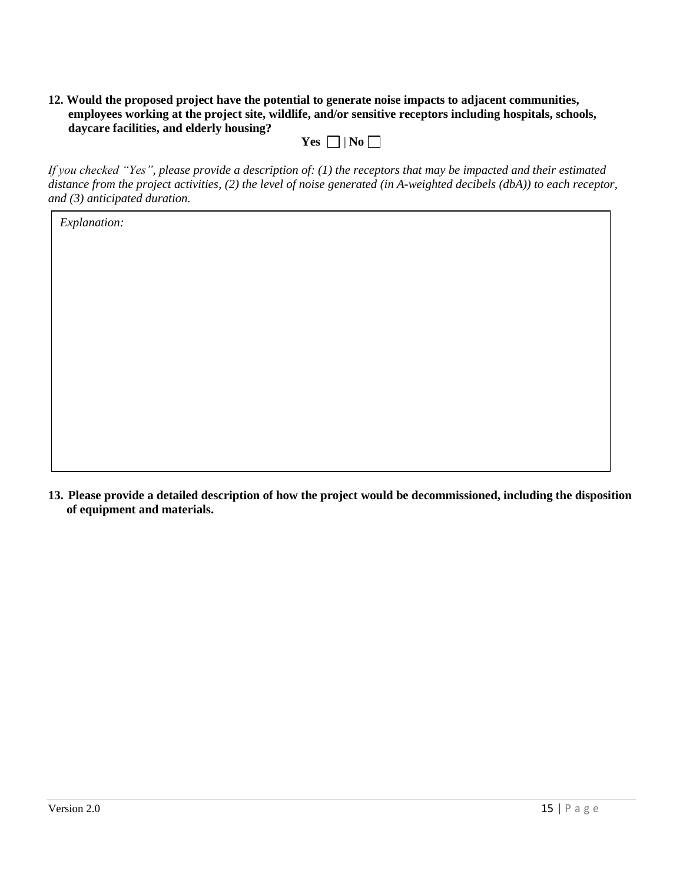**12. Would the proposed project have the potential to generate noise impacts to adjacent communities, employees working at the project site, wildlife, and/or sensitive receptors including hospitals, schools, daycare facilities, and elderly housing?**

**Yes** ☐ | **No** ☐

*If you checked "Yes", please provide a description of: (1) the receptors that may be impacted and their estimated distance from the project activities, (2) the level of noise generated (in A-weighted decibels (dbA)) to each receptor, and (3) anticipated duration.*

| *Explanation:* |
|---|
| |

**13. Please provide a detailed description of how the project would be decommissioned, including the disposition of equipment and materials.**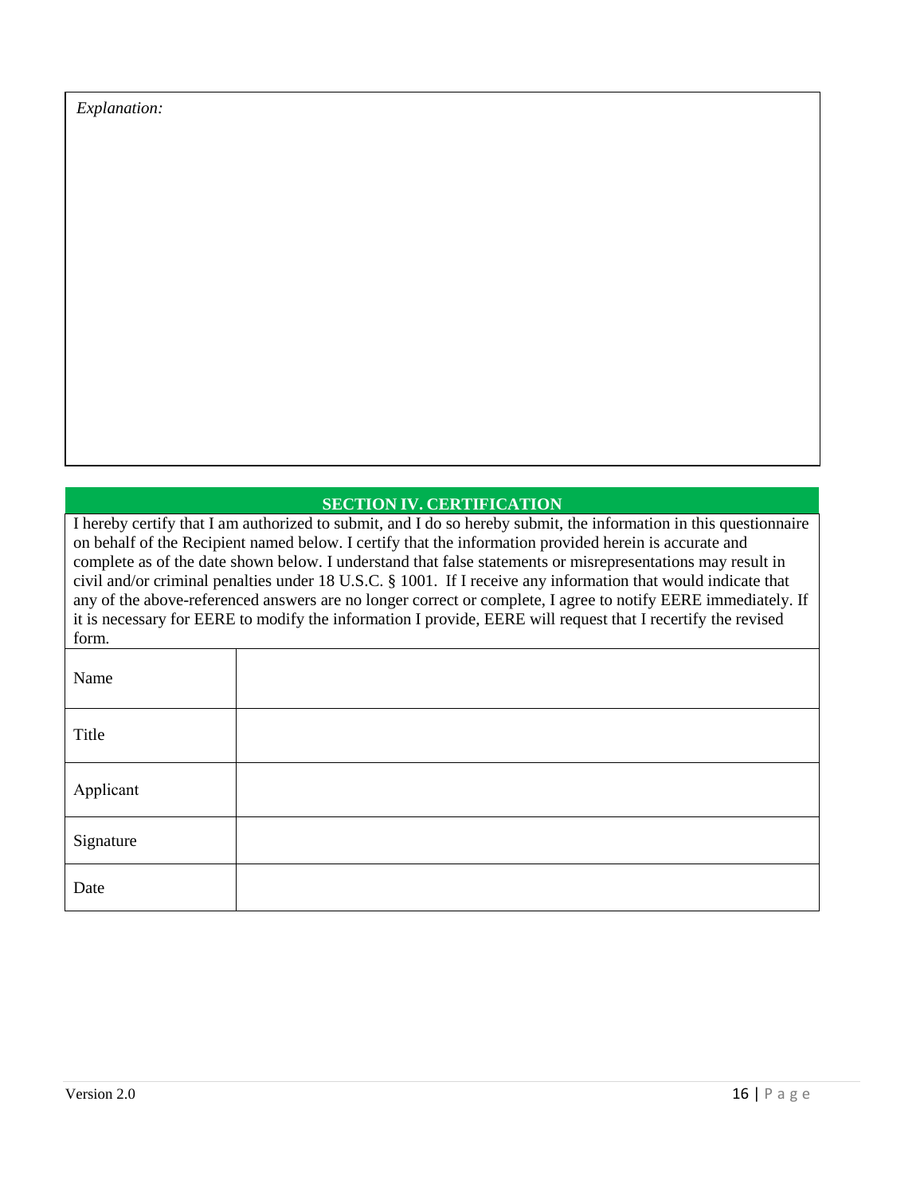*Explanation:*

## SECTION IV. CERTIFICATION

I hereby certify that I am authorized to submit, and I do so hereby submit, the information in this questionnaire on behalf of the Recipient named below. I certify that the information provided herein is accurate and complete as of the date shown below. I understand that false statements or misrepresentations may result in civil and/or criminal penalties under 18 U.S.C. § 1001. If I receive any information that would indicate that any of the above-referenced answers are no longer correct or complete, I agree to notify EERE immediately. If it is necessary for EERE to modify the information I provide, EERE will request that I recertify the revised form.

| | |
|---|---|
| Name | |
| Title | |
| Applicant | |
| Signature | |
| Date | |

Version 2.0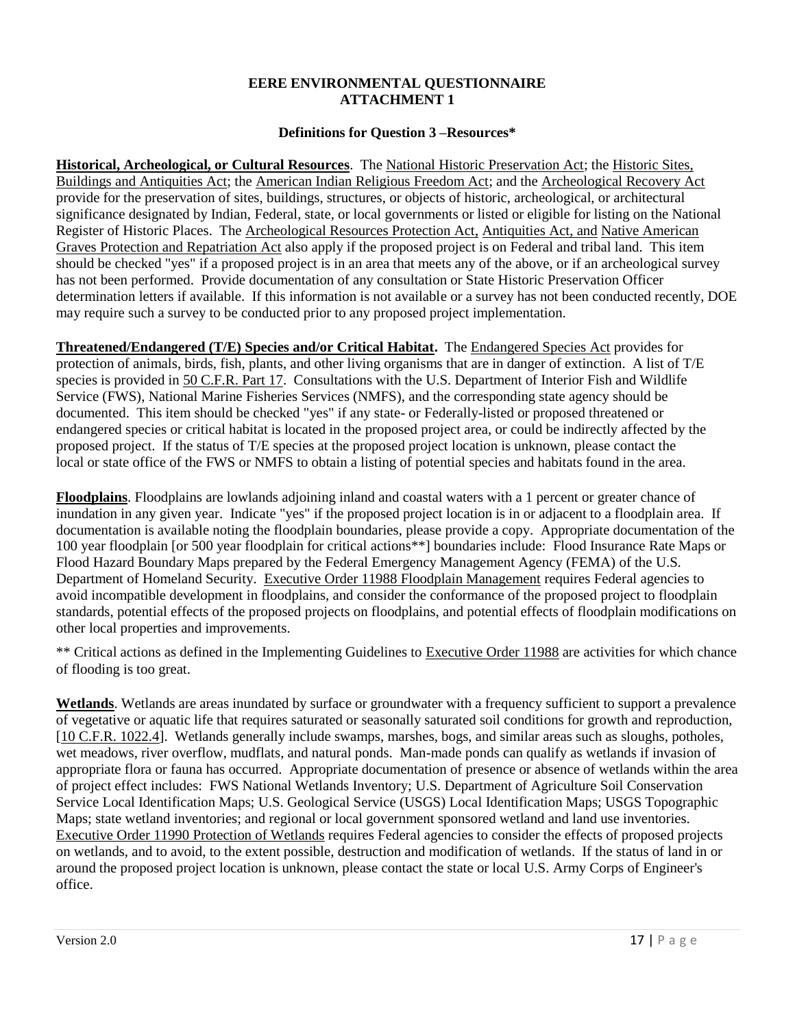**EERE ENVIRONMENTAL QUESTIONNAIRE**
**ATTACHMENT 1**

**Definitions for Question 3 –Resources***

**Historical, Archeological, or Cultural Resources**. The National Historic Preservation Act; the Historic Sites, Buildings and Antiquities Act; the American Indian Religious Freedom Act; and the Archeological Recovery Act provide for the preservation of sites, buildings, structures, or objects of historic, archeological, or architectural significance designated by Indian, Federal, state, or local governments or listed or eligible for listing on the National Register of Historic Places. The Archeological Resources Protection Act, Antiquities Act, and Native American Graves Protection and Repatriation Act also apply if the proposed project is on Federal and tribal land. This item should be checked "yes" if a proposed project is in an area that meets any of the above, or if an archeological survey has not been performed. Provide documentation of any consultation or State Historic Preservation Officer determination letters if available. If this information is not available or a survey has not been conducted recently, DOE may require such a survey to be conducted prior to any proposed project implementation.

**Threatened/Endangered (T/E) Species and/or Critical Habitat.** The Endangered Species Act provides for protection of animals, birds, fish, plants, and other living organisms that are in danger of extinction. A list of T/E species is provided in 50 C.F.R. Part 17. Consultations with the U.S. Department of Interior Fish and Wildlife Service (FWS), National Marine Fisheries Services (NMFS), and the corresponding state agency should be documented. This item should be checked "yes" if any state- or Federally-listed or proposed threatened or endangered species or critical habitat is located in the proposed project area, or could be indirectly affected by the proposed project. If the status of T/E species at the proposed project location is unknown, please contact the local or state office of the FWS or NMFS to obtain a listing of potential species and habitats found in the area.

**Floodplains**. Floodplains are lowlands adjoining inland and coastal waters with a 1 percent or greater chance of inundation in any given year. Indicate "yes" if the proposed project location is in or adjacent to a floodplain area. If documentation is available noting the floodplain boundaries, please provide a copy. Appropriate documentation of the 100 year floodplain [or 500 year floodplain for critical actions**] boundaries include: Flood Insurance Rate Maps or Flood Hazard Boundary Maps prepared by the Federal Emergency Management Agency (FEMA) of the U.S. Department of Homeland Security. Executive Order 11988 Floodplain Management requires Federal agencies to avoid incompatible development in floodplains, and consider the conformance of the proposed project to floodplain standards, potential effects of the proposed projects on floodplains, and potential effects of floodplain modifications on other local properties and improvements.

** Critical actions as defined in the Implementing Guidelines to Executive Order 11988 are activities for which chance of flooding is too great.

**Wetlands**. Wetlands are areas inundated by surface or groundwater with a frequency sufficient to support a prevalence of vegetative or aquatic life that requires saturated or seasonally saturated soil conditions for growth and reproduction, [10 C.F.R. 1022.4]. Wetlands generally include swamps, marshes, bogs, and similar areas such as sloughs, potholes, wet meadows, river overflow, mudflats, and natural ponds. Man-made ponds can qualify as wetlands if invasion of appropriate flora or fauna has occurred. Appropriate documentation of presence or absence of wetlands within the area of project effect includes: FWS National Wetlands Inventory; U.S. Department of Agriculture Soil Conservation Service Local Identification Maps; U.S. Geological Service (USGS) Local Identification Maps; USGS Topographic Maps; state wetland inventories; and regional or local government sponsored wetland and land use inventories. Executive Order 11990 Protection of Wetlands requires Federal agencies to consider the effects of proposed projects on wetlands, and to avoid, to the extent possible, destruction and modification of wetlands. If the status of land in or around the proposed project location is unknown, please contact the state or local U.S. Army Corps of Engineer's office.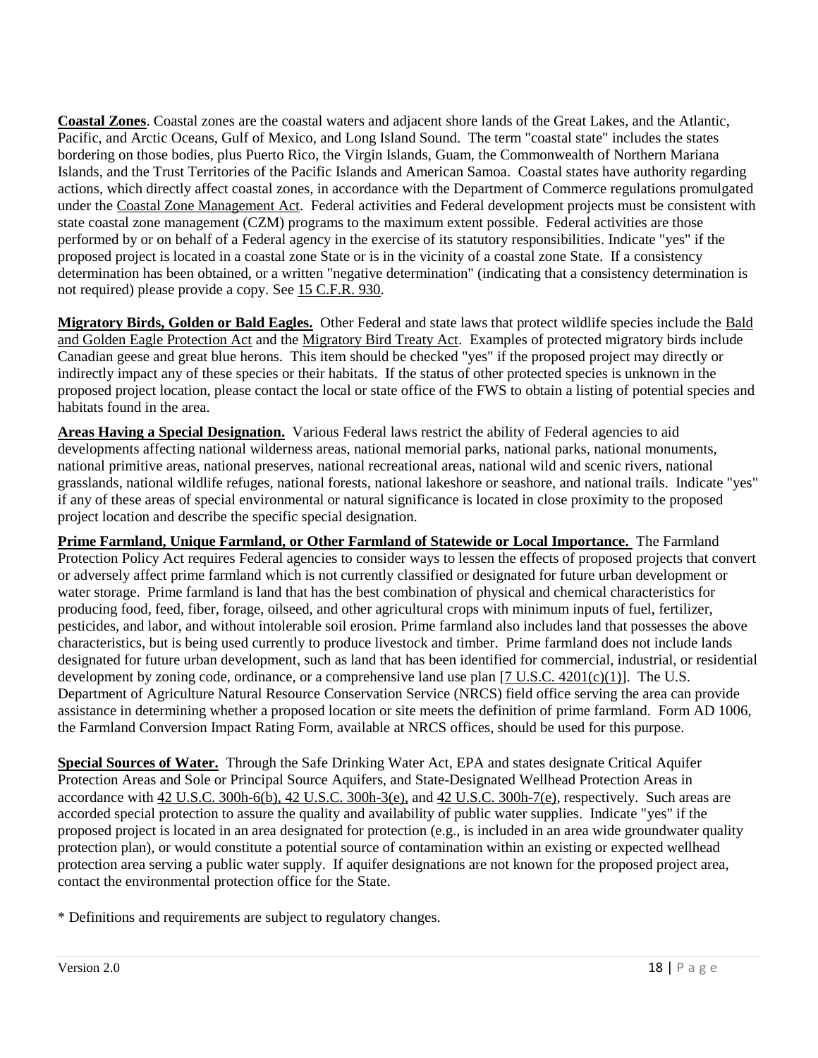**Coastal Zones**. Coastal zones are the coastal waters and adjacent shore lands of the Great Lakes, and the Atlantic, Pacific, and Arctic Oceans, Gulf of Mexico, and Long Island Sound. The term "coastal state" includes the states bordering on those bodies, plus Puerto Rico, the Virgin Islands, Guam, the Commonwealth of Northern Mariana Islands, and the Trust Territories of the Pacific Islands and American Samoa. Coastal states have authority regarding actions, which directly affect coastal zones, in accordance with the Department of Commerce regulations promulgated under the Coastal Zone Management Act. Federal activities and Federal development projects must be consistent with state coastal zone management (CZM) programs to the maximum extent possible. Federal activities are those performed by or on behalf of a Federal agency in the exercise of its statutory responsibilities. Indicate "yes" if the proposed project is located in a coastal zone State or is in the vicinity of a coastal zone State. If a consistency determination has been obtained, or a written "negative determination" (indicating that a consistency determination is not required) please provide a copy. See 15 C.F.R. 930.

**Migratory Birds, Golden or Bald Eagles.** Other Federal and state laws that protect wildlife species include the Bald and Golden Eagle Protection Act and the Migratory Bird Treaty Act. Examples of protected migratory birds include Canadian geese and great blue herons. This item should be checked "yes" if the proposed project may directly or indirectly impact any of these species or their habitats. If the status of other protected species is unknown in the proposed project location, please contact the local or state office of the FWS to obtain a listing of potential species and habitats found in the area.

**Areas Having a Special Designation.** Various Federal laws restrict the ability of Federal agencies to aid developments affecting national wilderness areas, national memorial parks, national parks, national monuments, national primitive areas, national preserves, national recreational areas, national wild and scenic rivers, national grasslands, national wildlife refuges, national forests, national lakeshore or seashore, and national trails. Indicate "yes" if any of these areas of special environmental or natural significance is located in close proximity to the proposed project location and describe the specific special designation.

**Prime Farmland, Unique Farmland, or Other Farmland of Statewide or Local Importance.** The Farmland Protection Policy Act requires Federal agencies to consider ways to lessen the effects of proposed projects that convert or adversely affect prime farmland which is not currently classified or designated for future urban development or water storage. Prime farmland is land that has the best combination of physical and chemical characteristics for producing food, feed, fiber, forage, oilseed, and other agricultural crops with minimum inputs of fuel, fertilizer, pesticides, and labor, and without intolerable soil erosion. Prime farmland also includes land that possesses the above characteristics, but is being used currently to produce livestock and timber. Prime farmland does not include lands designated for future urban development, such as land that has been identified for commercial, industrial, or residential development by zoning code, ordinance, or a comprehensive land use plan [7 U.S.C. 4201(c)(1)]. The U.S. Department of Agriculture Natural Resource Conservation Service (NRCS) field office serving the area can provide assistance in determining whether a proposed location or site meets the definition of prime farmland. Form AD 1006, the Farmland Conversion Impact Rating Form, available at NRCS offices, should be used for this purpose.

**Special Sources of Water.** Through the Safe Drinking Water Act, EPA and states designate Critical Aquifer Protection Areas and Sole or Principal Source Aquifers, and State-Designated Wellhead Protection Areas in accordance with 42 U.S.C. 300h-6(b), 42 U.S.C. 300h-3(e), and 42 U.S.C. 300h-7(e), respectively. Such areas are accorded special protection to assure the quality and availability of public water supplies. Indicate "yes" if the proposed project is located in an area designated for protection (e.g., is included in an area wide groundwater quality protection plan), or would constitute a potential source of contamination within an existing or expected wellhead protection area serving a public water supply. If aquifer designations are not known for the proposed project area, contact the environmental protection office for the State.

* Definitions and requirements are subject to regulatory changes.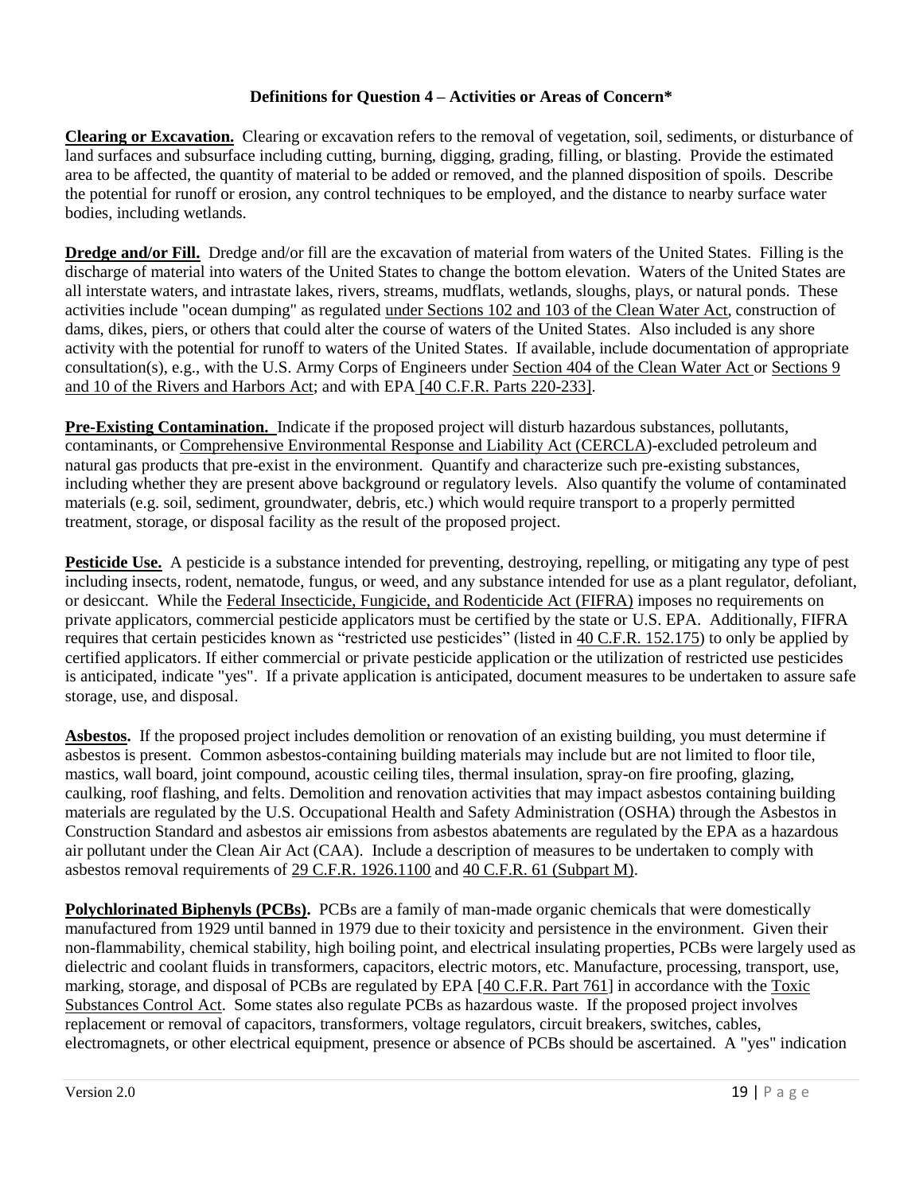### Definitions for Question 4 – Activities or Areas of Concern*

**Clearing or Excavation.** Clearing or excavation refers to the removal of vegetation, soil, sediments, or disturbance of land surfaces and subsurface including cutting, burning, digging, grading, filling, or blasting. Provide the estimated area to be affected, the quantity of material to be added or removed, and the planned disposition of spoils. Describe the potential for runoff or erosion, any control techniques to be employed, and the distance to nearby surface water bodies, including wetlands.

**Dredge and/or Fill.** Dredge and/or fill are the excavation of material from waters of the United States. Filling is the discharge of material into waters of the United States to change the bottom elevation. Waters of the United States are all interstate waters, and intrastate lakes, rivers, streams, mudflats, wetlands, sloughs, plays, or natural ponds. These activities include "ocean dumping" as regulated under Sections 102 and 103 of the Clean Water Act, construction of dams, dikes, piers, or others that could alter the course of waters of the United States. Also included is any shore activity with the potential for runoff to waters of the United States. If available, include documentation of appropriate consultation(s), e.g., with the U.S. Army Corps of Engineers under Section 404 of the Clean Water Act or Sections 9 and 10 of the Rivers and Harbors Act; and with EPA [40 C.F.R. Parts 220-233].

**Pre-Existing Contamination.** Indicate if the proposed project will disturb hazardous substances, pollutants, contaminants, or Comprehensive Environmental Response and Liability Act (CERCLA)-excluded petroleum and natural gas products that pre-exist in the environment. Quantify and characterize such pre-existing substances, including whether they are present above background or regulatory levels. Also quantify the volume of contaminated materials (e.g. soil, sediment, groundwater, debris, etc.) which would require transport to a properly permitted treatment, storage, or disposal facility as the result of the proposed project.

**Pesticide Use.** A pesticide is a substance intended for preventing, destroying, repelling, or mitigating any type of pest including insects, rodent, nematode, fungus, or weed, and any substance intended for use as a plant regulator, defoliant, or desiccant. While the Federal Insecticide, Fungicide, and Rodenticide Act (FIFRA) imposes no requirements on private applicators, commercial pesticide applicators must be certified by the state or U.S. EPA. Additionally, FIFRA requires that certain pesticides known as "restricted use pesticides" (listed in 40 C.F.R. 152.175) to only be applied by certified applicators. If either commercial or private pesticide application or the utilization of restricted use pesticides is anticipated, indicate "yes". If a private application is anticipated, document measures to be undertaken to assure safe storage, use, and disposal.

**Asbestos.** If the proposed project includes demolition or renovation of an existing building, you must determine if asbestos is present. Common asbestos-containing building materials may include but are not limited to floor tile, mastics, wall board, joint compound, acoustic ceiling tiles, thermal insulation, spray-on fire proofing, glazing, caulking, roof flashing, and felts. Demolition and renovation activities that may impact asbestos containing building materials are regulated by the U.S. Occupational Health and Safety Administration (OSHA) through the Asbestos in Construction Standard and asbestos air emissions from asbestos abatements are regulated by the EPA as a hazardous air pollutant under the Clean Air Act (CAA). Include a description of measures to be undertaken to comply with asbestos removal requirements of 29 C.F.R. 1926.1100 and 40 C.F.R. 61 (Subpart M).

**Polychlorinated Biphenyls (PCBs).** PCBs are a family of man-made organic chemicals that were domestically manufactured from 1929 until banned in 1979 due to their toxicity and persistence in the environment. Given their non-flammability, chemical stability, high boiling point, and electrical insulating properties, PCBs were largely used as dielectric and coolant fluids in transformers, capacitors, electric motors, etc. Manufacture, processing, transport, use, marking, storage, and disposal of PCBs are regulated by EPA [40 C.F.R. Part 761] in accordance with the Toxic Substances Control Act. Some states also regulate PCBs as hazardous waste. If the proposed project involves replacement or removal of capacitors, transformers, voltage regulators, circuit breakers, switches, cables, electromagnets, or other electrical equipment, presence or absence of PCBs should be ascertained. A "yes" indication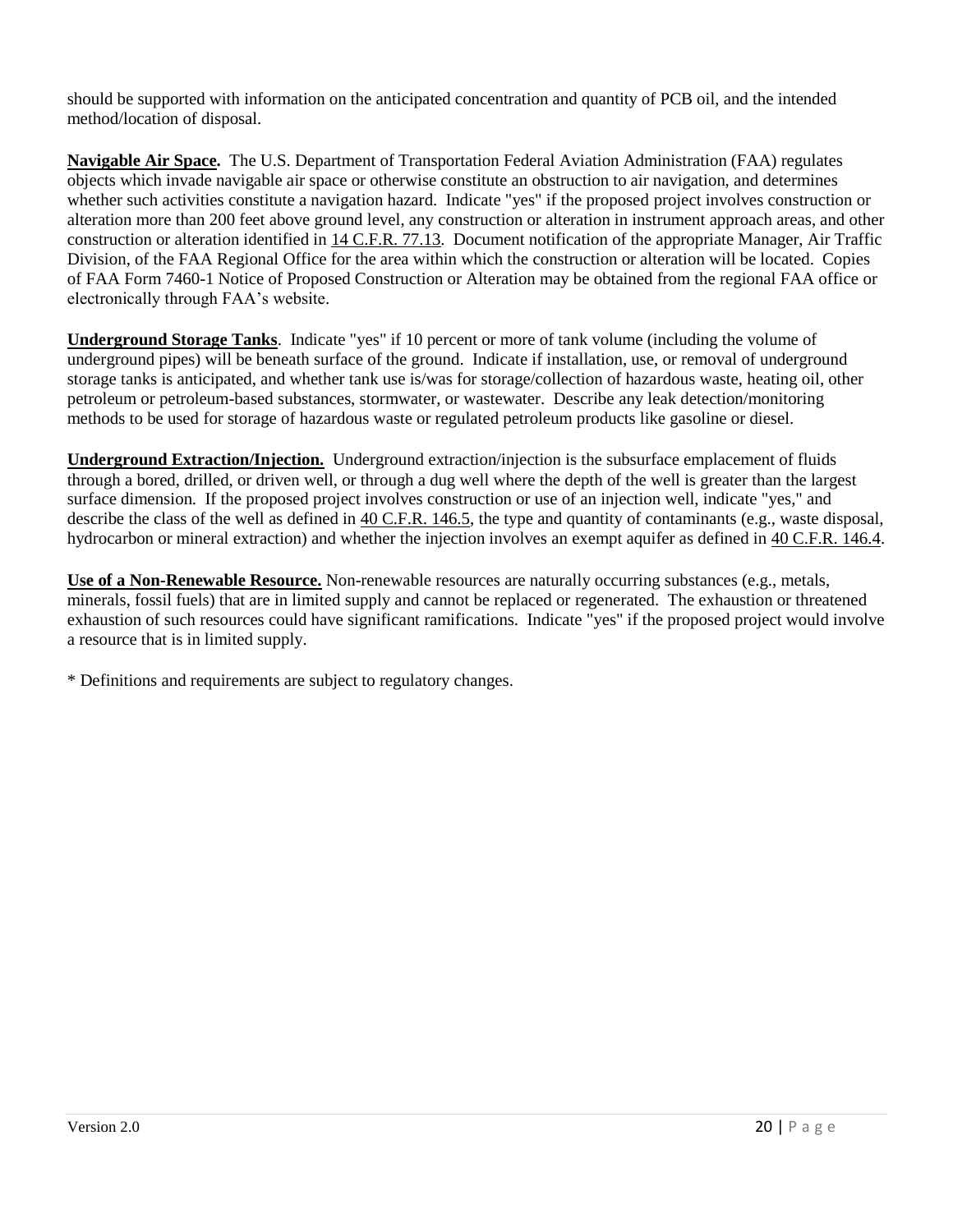should be supported with information on the anticipated concentration and quantity of PCB oil, and the intended method/location of disposal.

**Navigable Air Space.** The U.S. Department of Transportation Federal Aviation Administration (FAA) regulates objects which invade navigable air space or otherwise constitute an obstruction to air navigation, and determines whether such activities constitute a navigation hazard. Indicate "yes" if the proposed project involves construction or alteration more than 200 feet above ground level, any construction or alteration in instrument approach areas, and other construction or alteration identified in 14 C.F.R. 77.13. Document notification of the appropriate Manager, Air Traffic Division, of the FAA Regional Office for the area within which the construction or alteration will be located. Copies of FAA Form 7460-1 Notice of Proposed Construction or Alteration may be obtained from the regional FAA office or electronically through FAA's website.

**Underground Storage Tanks**. Indicate "yes" if 10 percent or more of tank volume (including the volume of underground pipes) will be beneath surface of the ground. Indicate if installation, use, or removal of underground storage tanks is anticipated, and whether tank use is/was for storage/collection of hazardous waste, heating oil, other petroleum or petroleum-based substances, stormwater, or wastewater. Describe any leak detection/monitoring methods to be used for storage of hazardous waste or regulated petroleum products like gasoline or diesel.

**Underground Extraction/Injection.** Underground extraction/injection is the subsurface emplacement of fluids through a bored, drilled, or driven well, or through a dug well where the depth of the well is greater than the largest surface dimension. If the proposed project involves construction or use of an injection well, indicate "yes," and describe the class of the well as defined in 40 C.F.R. 146.5, the type and quantity of contaminants (e.g., waste disposal, hydrocarbon or mineral extraction) and whether the injection involves an exempt aquifer as defined in 40 C.F.R. 146.4.

**Use of a Non-Renewable Resource.** Non-renewable resources are naturally occurring substances (e.g., metals, minerals, fossil fuels) that are in limited supply and cannot be replaced or regenerated. The exhaustion or threatened exhaustion of such resources could have significant ramifications. Indicate "yes" if the proposed project would involve a resource that is in limited supply.

* Definitions and requirements are subject to regulatory changes.